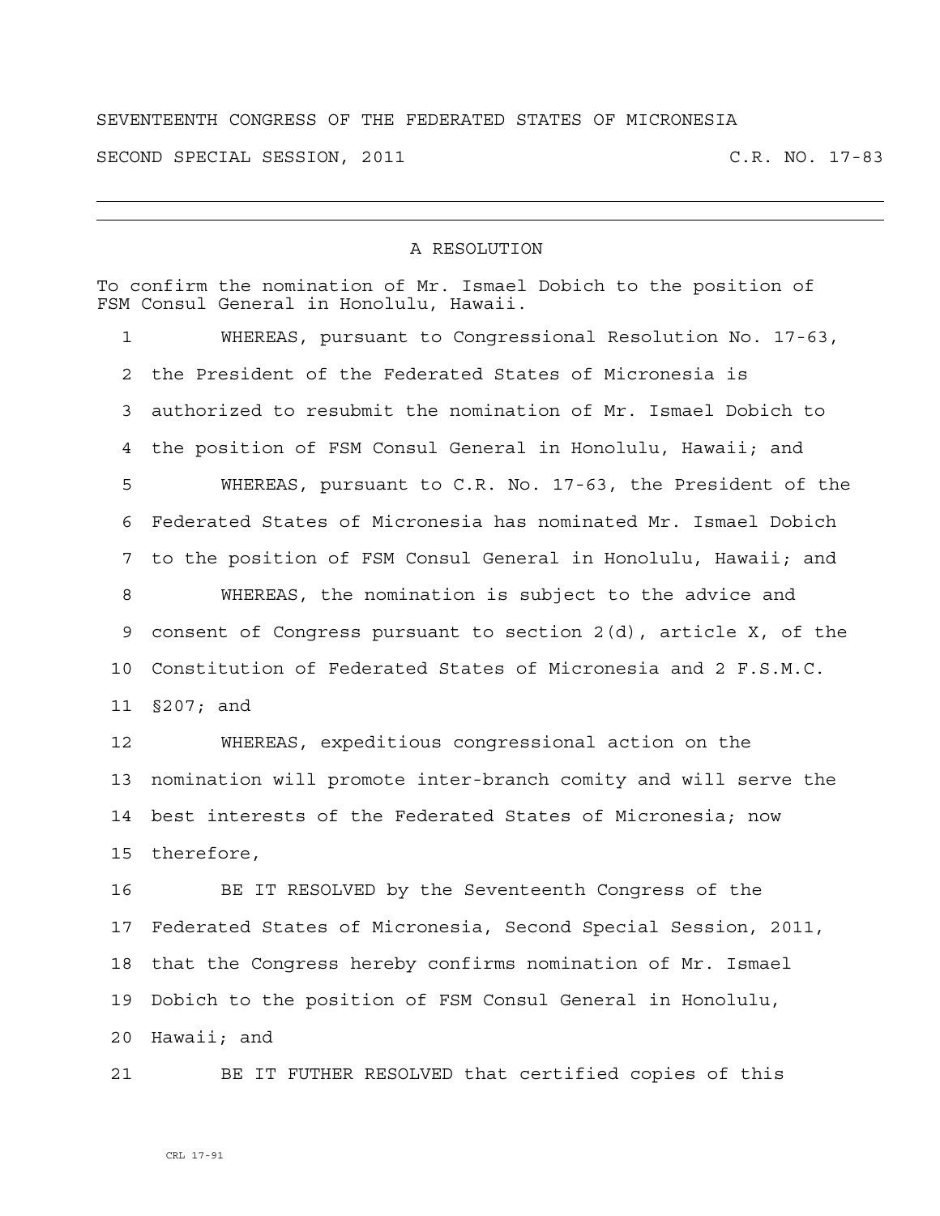SEVENTEENTH CONGRESS OF THE FEDERATED STATES OF MICRONESIA

SECOND SPECIAL SESSION, 2011 C.R. NO. 17-83

---

## A RESOLUTION

To confirm the nomination of Mr. Ismael Dobich to the position of FSM Consul General in Honolulu, Hawaii.

1 WHEREAS, pursuant to Congressional Resolution No. 17-63,
2 the President of the Federated States of Micronesia is
3 authorized to resubmit the nomination of Mr. Ismael Dobich to
4 the position of FSM Consul General in Honolulu, Hawaii; and
5 WHEREAS, pursuant to C.R. No. 17-63, the President of the
6 Federated States of Micronesia has nominated Mr. Ismael Dobich
7 to the position of FSM Consul General in Honolulu, Hawaii; and
8 WHEREAS, the nomination is subject to the advice and
9 consent of Congress pursuant to section 2(d), article X, of the
10 Constitution of Federated States of Micronesia and 2 F.S.M.C.
11 §207; and
12 WHEREAS, expeditious congressional action on the
13 nomination will promote inter-branch comity and will serve the
14 best interests of the Federated States of Micronesia; now
15 therefore,
16 BE IT RESOLVED by the Seventeenth Congress of the
17 Federated States of Micronesia, Second Special Session, 2011,
18 that the Congress hereby confirms nomination of Mr. Ismael
19 Dobich to the position of FSM Consul General in Honolulu,
20 Hawaii; and
21 BE IT FUTHER RESOLVED that certified copies of this

CRL 17-91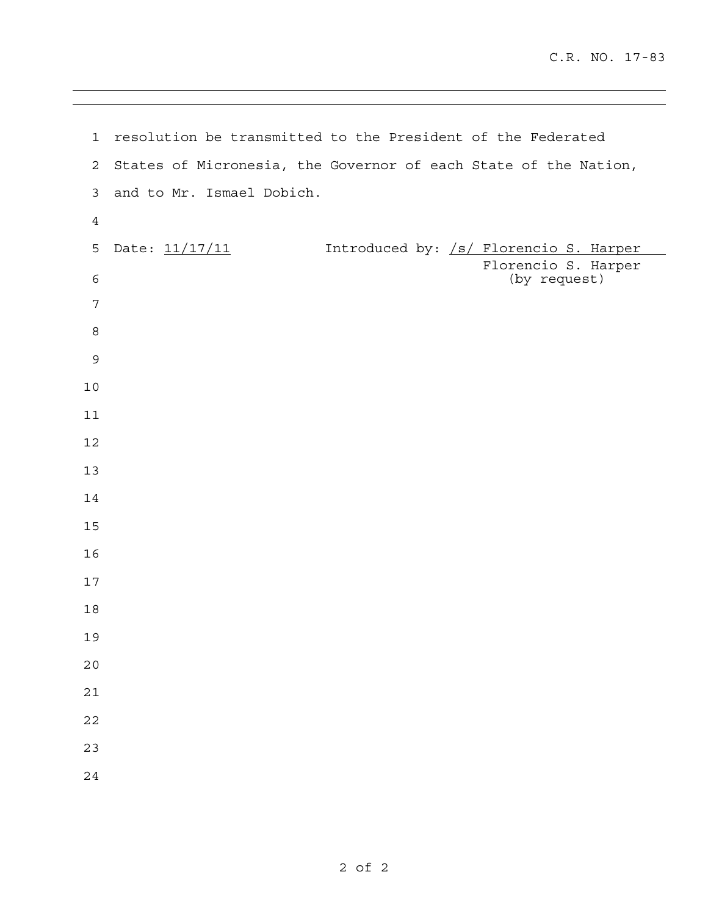resolution be transmitted to the President of the Federated States of Micronesia, the Governor of each State of the Nation, and to Mr. Ismael Dobich.

Date: 11/17/11

Introduced by: /s/ Florencio S. Harper
Florencio S. Harper
(by request)